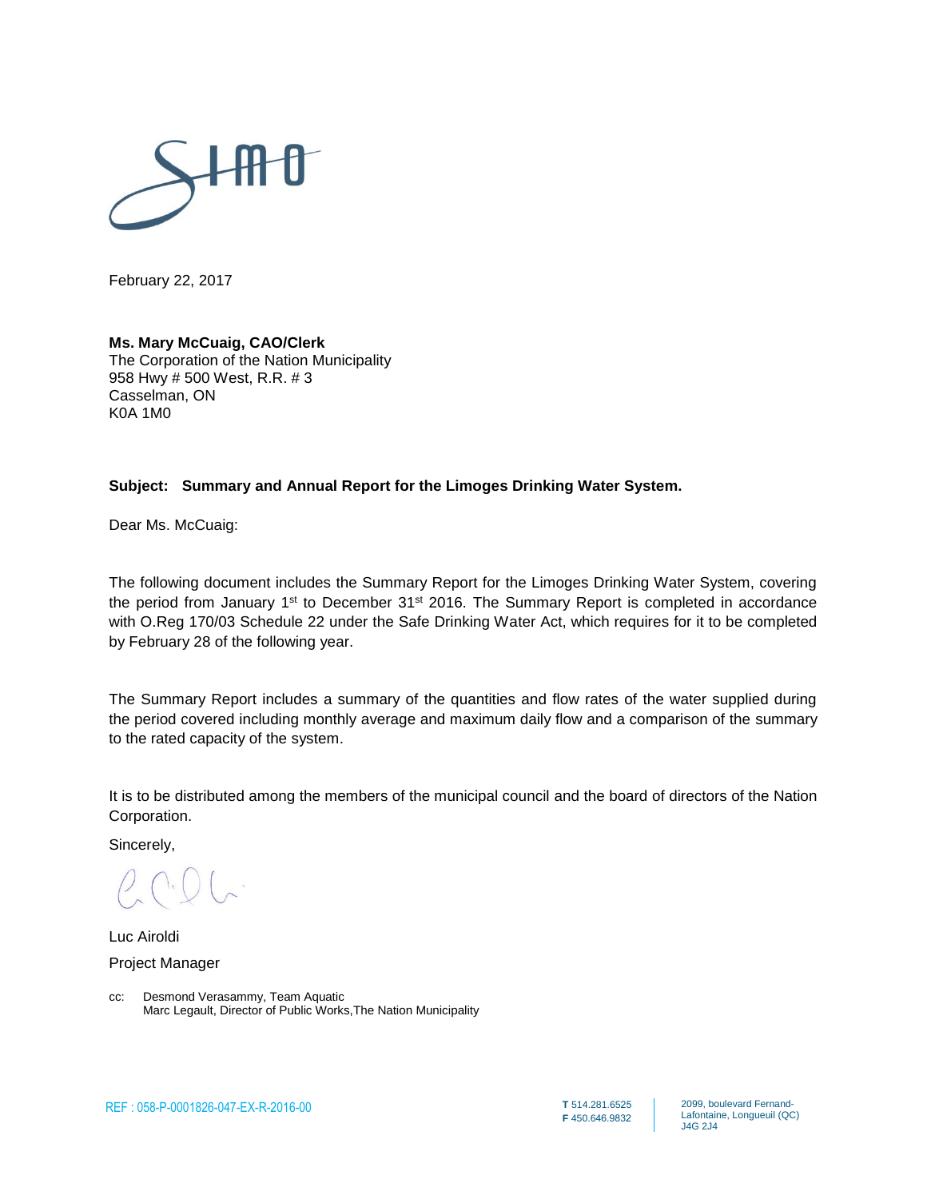February 22, 2017

**Ms. Mary McCuaig, CAO/Clerk**
The Corporation of the Nation Municipality
958 Hwy # 500 West, R.R. # 3
Casselman, ON
K0A 1M0

**Subject: Summary and Annual Report for the Limoges Drinking Water System.**

Dear Ms. McCuaig:

The following document includes the Summary Report for the Limoges Drinking Water System, covering the period from January 1st to December 31st 2016. The Summary Report is completed in accordance with O.Reg 170/03 Schedule 22 under the Safe Drinking Water Act, which requires for it to be completed by February 28 of the following year.

The Summary Report includes a summary of the quantities and flow rates of the water supplied during the period covered including monthly average and maximum daily flow and a comparison of the summary to the rated capacity of the system.

It is to be distributed among the members of the municipal council and the board of directors of the Nation Corporation.

Sincerely,

Luc Airoldi
Project Manager

cc: Desmond Verasammy, Team Aquatic
Marc Legault, Director of Public Works, The Nation Municipality

REF : 058-P-0001826-047-EX-R-2016-00

**T** 514.281.6525
**F** 450.646.9832

2099, boulevard Fernand-Lafontaine, Longueuil (QC) J4G 2J4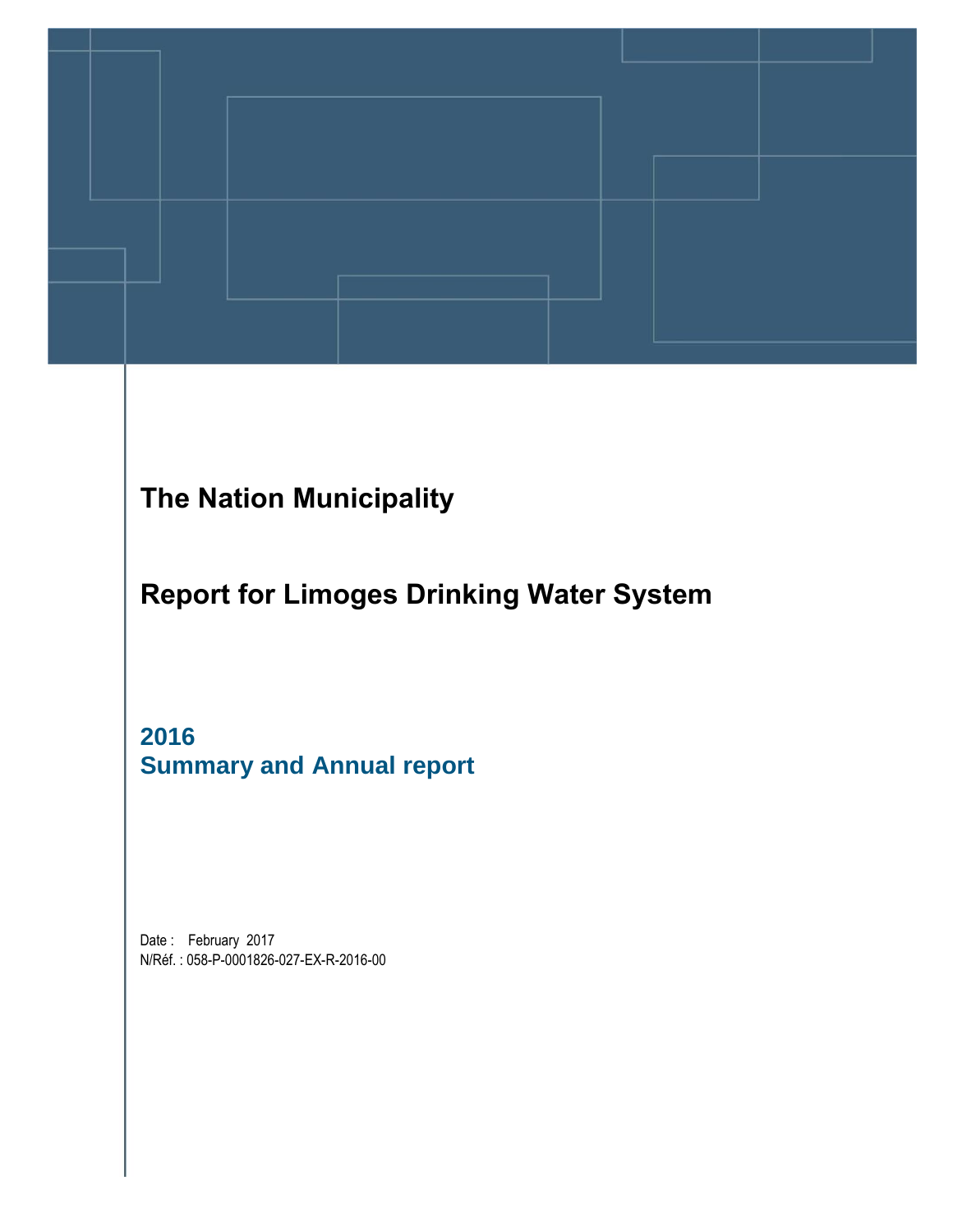# The Nation Municipality

# Report for Limoges Drinking Water System

## 2016
## Summary and Annual report

Date : February 2017
N/Réf. : 058-P-0001826-027-EX-R-2016-00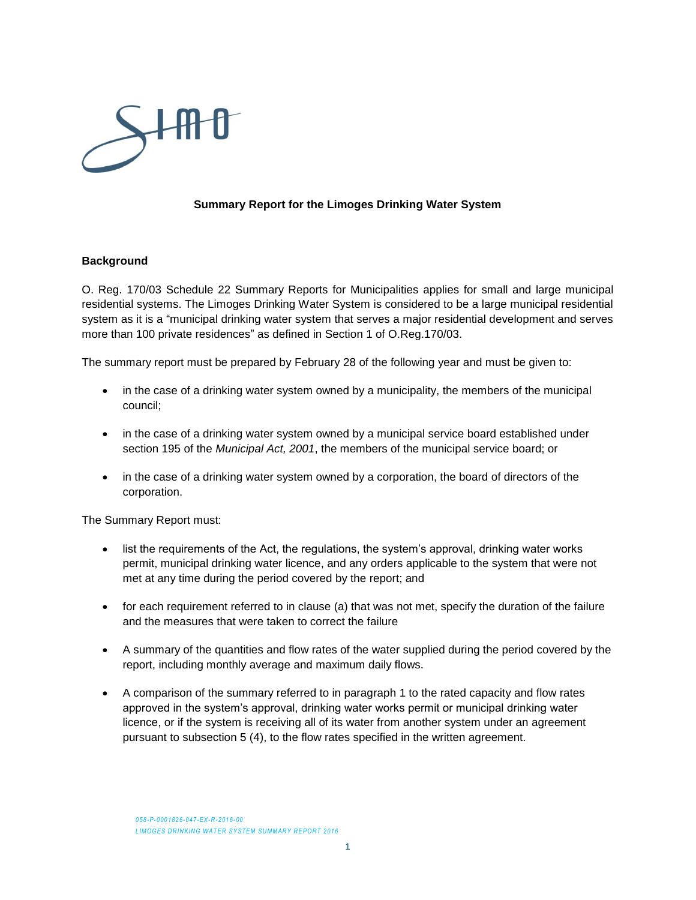**Summary Report for the Limoges Drinking Water System**

**Background**

O. Reg. 170/03 Schedule 22 Summary Reports for Municipalities applies for small and large municipal residential systems. The Limoges Drinking Water System is considered to be a large municipal residential system as it is a "municipal drinking water system that serves a major residential development and serves more than 100 private residences" as defined in Section 1 of O.Reg.170/03.

The summary report must be prepared by February 28 of the following year and must be given to:

- in the case of a drinking water system owned by a municipality, the members of the municipal council;
- in the case of a drinking water system owned by a municipal service board established under section 195 of the *Municipal Act, 2001*, the members of the municipal service board; or
- in the case of a drinking water system owned by a corporation, the board of directors of the corporation.

The Summary Report must:

- list the requirements of the Act, the regulations, the system's approval, drinking water works permit, municipal drinking water licence, and any orders applicable to the system that were not met at any time during the period covered by the report; and
- for each requirement referred to in clause (a) that was not met, specify the duration of the failure and the measures that were taken to correct the failure
- A summary of the quantities and flow rates of the water supplied during the period covered by the report, including monthly average and maximum daily flows.
- A comparison of the summary referred to in paragraph 1 to the rated capacity and flow rates approved in the system's approval, drinking water works permit or municipal drinking water licence, or if the system is receiving all of its water from another system under an agreement pursuant to subsection 5 (4), to the flow rates specified in the written agreement.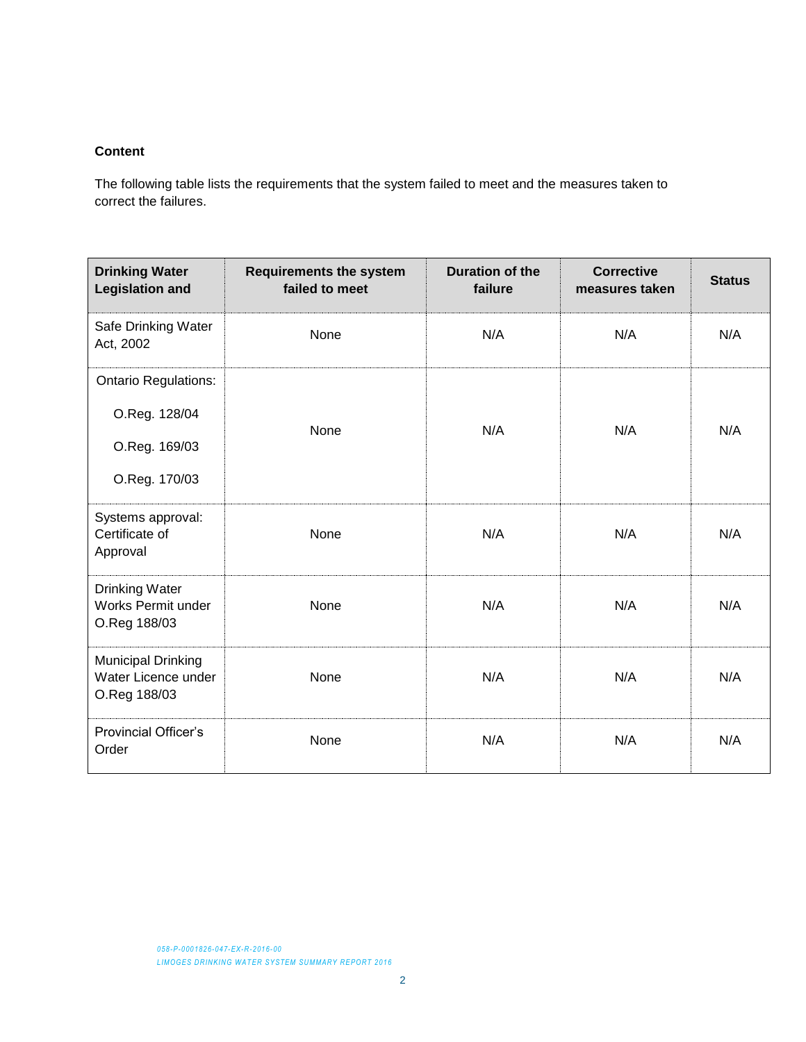**Content**

The following table lists the requirements that the system failed to meet and the measures taken to correct the failures.

| Drinking Water Legislation and | Requirements the system failed to meet | Duration of the failure | Corrective measures taken | Status |
|---|---|---|---|---|
| Safe Drinking Water Act, 2002 | None | N/A | N/A | N/A |
| Ontario Regulations: O.Reg. 128/04 O.Reg. 169/03 O.Reg. 170/03 | None | N/A | N/A | N/A |
| Systems approval: Certificate of Approval | None | N/A | N/A | N/A |
| Drinking Water Works Permit under O.Reg 188/03 | None | N/A | N/A | N/A |
| Municipal Drinking Water Licence under O.Reg 188/03 | None | N/A | N/A | N/A |
| Provincial Officer's Order | None | N/A | N/A | N/A |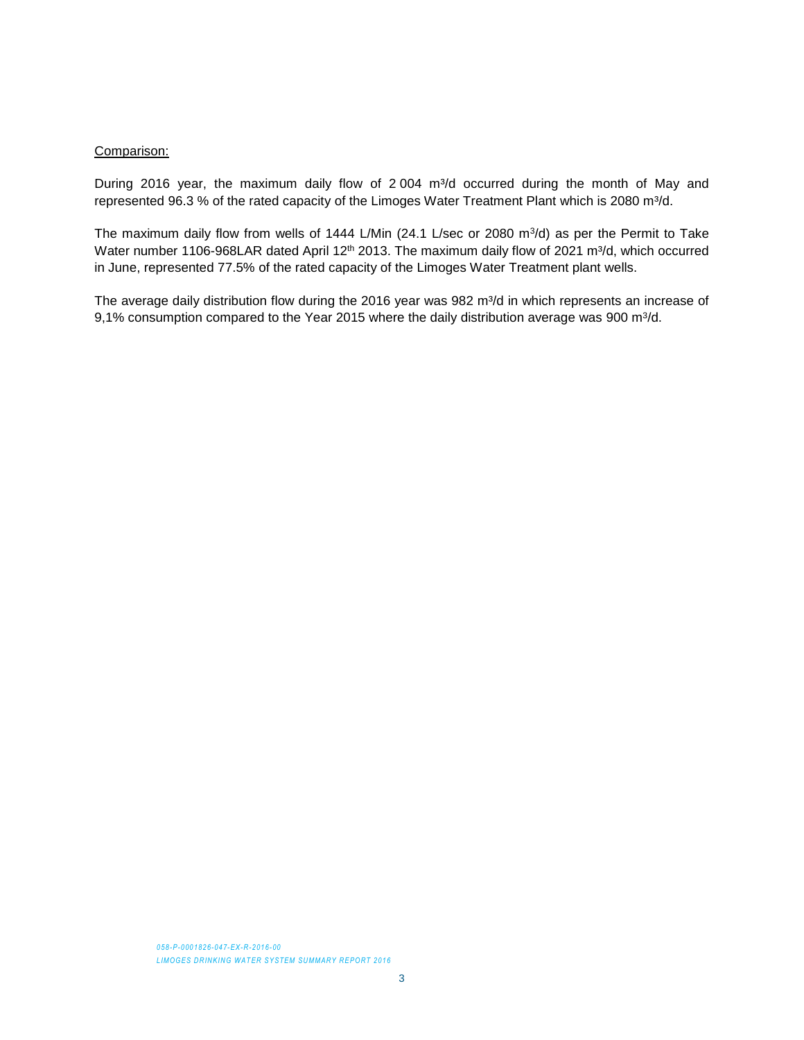Comparison:

During 2016 year, the maximum daily flow of 2 004 m³/d occurred during the month of May and represented 96.3 % of the rated capacity of the Limoges Water Treatment Plant which is 2080 m³/d.

The maximum daily flow from wells of 1444 L/Min (24.1 L/sec or 2080 m³/d) as per the Permit to Take Water number 1106-968LAR dated April 12th 2013. The maximum daily flow of 2021 m³/d, which occurred in June, represented 77.5% of the rated capacity of the Limoges Water Treatment plant wells.

The average daily distribution flow during the 2016 year was 982 m³/d in which represents an increase of 9,1% consumption compared to the Year 2015 where the daily distribution average was 900 m³/d.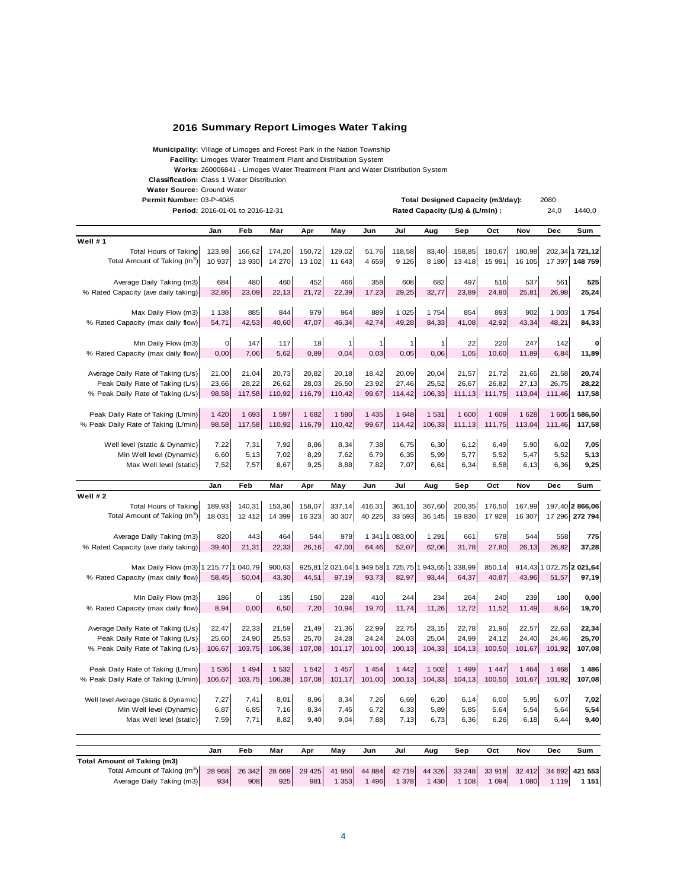## 2016 Summary Report Limoges Water Taking

**Municipality:** Village of Limoges and Forest Park in the Nation Township
**Facility:** Limoges Water Treatment Plant and Distribution System
**Works:** 260006841 - Limoges Water Treatment Plant and Water Distribution System
**Classification:** Class 1 Water Distribution
**Water Source:** Ground Water
**Permit Number:** 03-P-4045
**Period:** 2016-01-01 to 2016-12-31

**Total Designed Capacity (m3/day):** 2080
**Rated Capacity (L/s) & (L/min) :** 24,0 1440,0

| | Jan | Feb | Mar | Apr | May | Jun | Jul | Aug | Sep | Oct | Nov | Dec | Sum |
|---|---|---|---|---|---|---|---|---|---|---|---|---|---|
| **Well # 1** | | | | | | | | | | | | | |
| Total Hours of Taking | 123,98 | 166,62 | 174,20 | 150,72 | 129,02 | 51,76 | 118,58 | 83,40 | 158,85 | 180,67 | 180,98 | 202,34 | **1 721,12** |
| Total Amount of Taking ($m^3$) | 10 937 | 13 930 | 14 270 | 13 102 | 11 643 | 4 659 | 9 126 | 8 180 | 13 418 | 15 991 | 16 105 | 17 397 | **148 759** |
| Average Daily Taking (m3) | 684 | 480 | 460 | 452 | 466 | 358 | 608 | 682 | 497 | 516 | 537 | 561 | **525** |
| % Rated Capacity (ave daily taking) | 32,86 | 23,09 | 22,13 | 21,72 | 22,39 | 17,23 | 29,25 | 32,77 | 23,89 | 24,80 | 25,81 | 26,98 | **25,24** |
| Max Daily Flow (m3) | 1 138 | 885 | 844 | 979 | 964 | 889 | 1 025 | 1 754 | 854 | 893 | 902 | 1 003 | **1 754** |
| % Rated Capacity (max daily flow) | 54,71 | 42,53 | 40,60 | 47,07 | 46,34 | 42,74 | 49,28 | 84,33 | 41,08 | 42,92 | 43,34 | 48,21 | **84,33** |
| Min Daily Flow (m3) | 0 | 147 | 117 | 18 | 1 | 1 | 1 | 1 | 22 | 220 | 247 | 142 | **0** |
| % Rated Capacity (max daily flow) | 0,00 | 7,06 | 5,62 | 0,89 | 0,04 | 0,03 | 0,05 | 0,06 | 1,05 | 10,60 | 11,89 | 6,84 | **11,89** |
| Average Daily Rate of Taking (L/s) | 21,00 | 21,04 | 20,73 | 20,82 | 20,18 | 18,42 | 20,09 | 20,04 | 21,57 | 21,72 | 21,65 | 21,58 | **20,74** |
| Peak Daily Rate of Taking (L/s) | 23,66 | 28,22 | 26,62 | 28,03 | 26,50 | 23,92 | 27,46 | 25,52 | 26,67 | 26,82 | 27,13 | 26,75 | **28,22** |
| % Peak Daily Rate of Taking (L/s) | 98,58 | 117,58 | 110,92 | 116,79 | 110,42 | 99,67 | 114,42 | 106,33 | 111,13 | 111,75 | 113,04 | 111,46 | **117,58** |
| Peak Daily Rate of Taking (L/min) | 1 420 | 1 693 | 1 597 | 1 682 | 1 590 | 1 435 | 1 648 | 1 531 | 1 600 | 1 609 | 1 628 | 1 605 | **1 586,50** |
| % Peak Daily Rate of Taking (L/min) | 98,58 | 117,58 | 110,92 | 116,79 | 110,42 | 99,67 | 114,42 | 106,33 | 111,13 | 111,75 | 113,04 | 111,46 | **117,58** |
| Well level (static & Dynamic) | 7,22 | 7,31 | 7,92 | 8,86 | 8,34 | 7,38 | 6,75 | 6,30 | 6,12 | 6,49 | 5,90 | 6,02 | **7,05** |
| Min Well level (Dynamic) | 6,60 | 5,13 | 7,02 | 8,29 | 7,62 | 6,79 | 6,35 | 5,99 | 5,77 | 5,52 | 5,47 | 5,52 | **5,13** |
| Max Well level (static) | 7,52 | 7,57 | 8,67 | 9,25 | 8,88 | 7,82 | 7,07 | 6,61 | 6,34 | 6,58 | 6,13 | 6,36 | **9,25** |

| | Jan | Feb | Mar | Apr | May | Jun | Jul | Aug | Sep | Oct | Nov | Dec | Sum |
|---|---|---|---|---|---|---|---|---|---|---|---|---|---|
| **Well # 2** | | | | | | | | | | | | | |
| Total Hours of Taking | 189,93 | 140,31 | 153,36 | 158,07 | 337,14 | 416,31 | 361,10 | 367,60 | 200,35 | 176,50 | 167,99 | 197,40 | **2 866,06** |
| Total Amount of Taking ($m^3$) | 18 031 | 12 412 | 14 399 | 16 323 | 30 307 | 40 225 | 33 593 | 36 145 | 19 830 | 17 928 | 16 307 | 17 296 | **272 794** |
| Average Daily Taking (m3) | 820 | 443 | 464 | 544 | 978 | 1 341 | 1 083,00 | 1 291 | 661 | 578 | 544 | 558 | **775** |
| % Rated Capacity (ave daily taking) | 39,40 | 21,31 | 22,33 | 26,16 | 47,00 | 64,46 | 52,07 | 62,06 | 31,78 | 27,80 | 26,13 | 26,82 | **37,28** |
| Max Daily Flow (m3) | 1 215,77 | 1 040,79 | 900,63 | 925,81 | 2 021,64 | 1 949,58 | 1 725,75 | 1 943,65 | 1 338,99 | 850,14 | 914,43 | 1 072,75 | **2 021,64** |
| % Rated Capacity (max daily flow) | 58,45 | 50,04 | 43,30 | 44,51 | 97,19 | 93,73 | 82,97 | 93,44 | 64,37 | 40,87 | 43,96 | 51,57 | **97,19** |
| Min Daily Flow (m3) | 186 | 0 | 135 | 150 | 228 | 410 | 244 | 234 | 264 | 240 | 239 | 180 | **0,00** |
| % Rated Capacity (max daily flow) | 8,94 | 0,00 | 6,50 | 7,20 | 10,94 | 19,70 | 11,74 | 11,26 | 12,72 | 11,52 | 11,49 | 8,64 | **19,70** |
| Average Daily Rate of Taking (L/s) | 22,47 | 22,33 | 21,59 | 21,49 | 21,36 | 22,99 | 22,75 | 23,15 | 22,78 | 21,96 | 22,57 | 22,63 | **22,34** |
| Peak Daily Rate of Taking (L/s) | 25,60 | 24,90 | 25,53 | 25,70 | 24,28 | 24,24 | 24,03 | 25,04 | 24,99 | 24,12 | 24,40 | 24,46 | **25,70** |
| % Peak Daily Rate of Taking (L/s) | 106,67 | 103,75 | 106,38 | 107,08 | 101,17 | 101,00 | 100,13 | 104,33 | 104,13 | 100,50 | 101,67 | 101,92 | **107,08** |
| Peak Daily Rate of Taking (L/min) | 1 536 | 1 494 | 1 532 | 1 542 | 1 457 | 1 454 | 1 442 | 1 502 | 1 499 | 1 447 | 1 464 | 1 468 | **1 486** |
| % Peak Daily Rate of Taking (L/min) | 106,67 | 103,75 | 106,38 | 107,08 | 101,17 | 101,00 | 100,13 | 104,33 | 104,13 | 100,50 | 101,67 | 101,92 | **107,08** |
| Well level Average (Static & Dynamic) | 7,27 | 7,41 | 8,01 | 8,96 | 8,34 | 7,26 | 6,69 | 6,20 | 6,14 | 6,00 | 5,95 | 6,07 | **7,02** |
| Min Well level (Dynamic) | 6,87 | 6,85 | 7,16 | 8,34 | 7,45 | 6,72 | 6,33 | 5,89 | 5,85 | 5,64 | 5,54 | 5,64 | **5,54** |
| Max Well level (static) | 7,59 | 7,71 | 8,82 | 9,40 | 9,04 | 7,88 | 7,13 | 6,73 | 6,36 | 6,26 | 6,18 | 6,44 | **9,40** |

| | Jan | Feb | Mar | Apr | May | Jun | Jul | Aug | Sep | Oct | Nov | Dec | Sum |
|---|---|---|---|---|---|---|---|---|---|---|---|---|---|
| **Total Amount of Taking (m3)** | | | | | | | | | | | | | |
| Total Amount of Taking ($m^3$) | 28 968 | 26 342 | 28 669 | 29 425 | 41 950 | 44 884 | 42 719 | 44 326 | 33 248 | 33 918 | 32 412 | 34 692 | **421 553** |
| Average Daily Taking (m3) | 934 | 908 | 925 | 981 | 1 353 | 1 496 | 1 378 | 1 430 | 1 108 | 1 094 | 1 080 | 1 119 | **1 151** |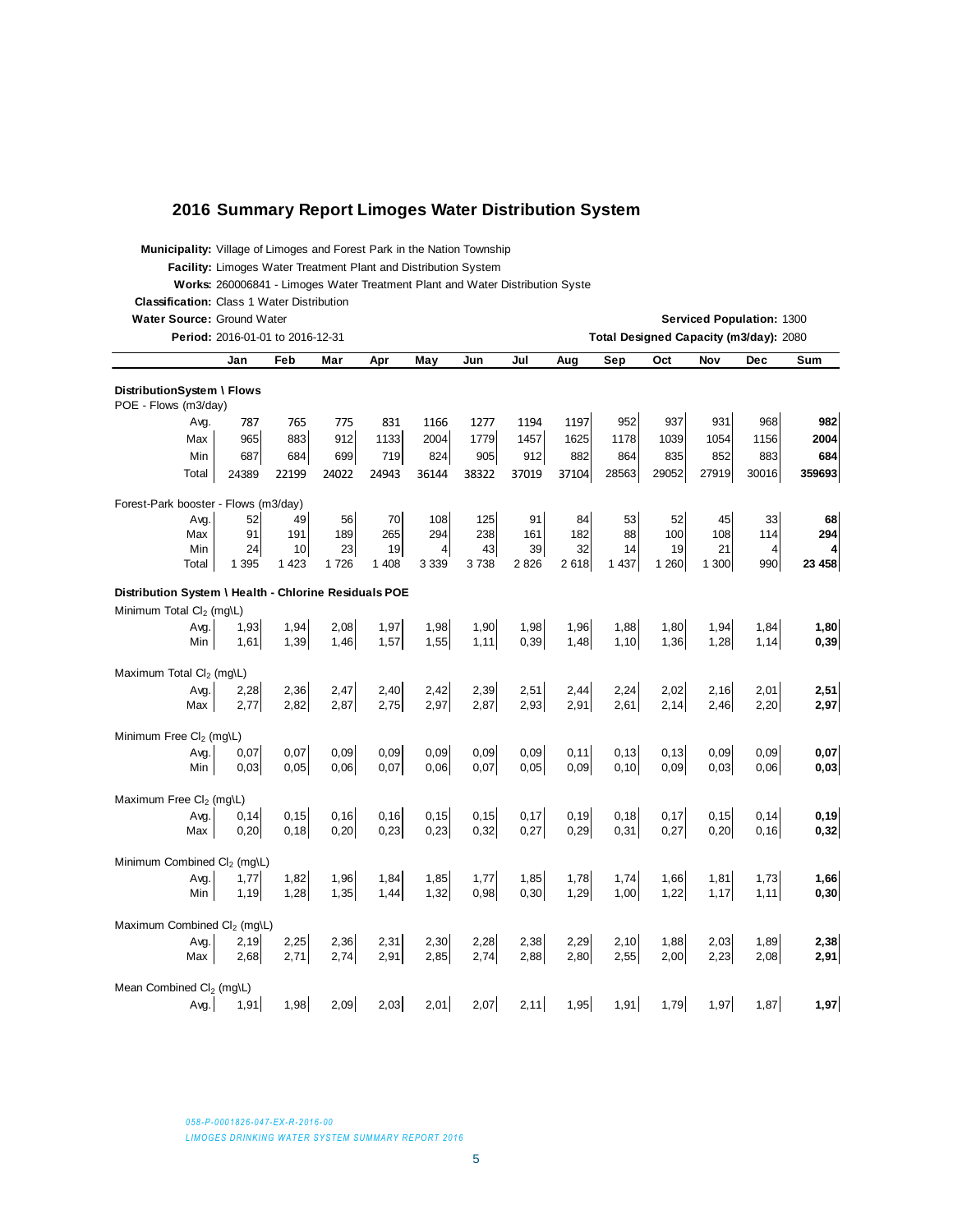## 2016 Summary Report Limoges Water Distribution System

**Municipality:** Village of Limoges and Forest Park in the Nation Township
**Facility:** Limoges Water Treatment Plant and Distribution System
**Works:** 260006841 - Limoges Water Treatment Plant and Water Distribution Syste
**Classification:** Class 1 Water Distribution
**Water Source:** Ground Water — **Serviced Population:** 1300
**Period:** 2016-01-01 to 2016-12-31 — **Total Designed Capacity (m3/day):** 2080

| | Jan | Feb | Mar | Apr | May | Jun | Jul | Aug | Sep | Oct | Nov | Dec | Sum |
|---|---|---|---|---|---|---|---|---|---|---|---|---|---|
| **DistributionSystem \ Flows** | | | | | | | | | | | | | |
| POE - Flows (m3/day) | | | | | | | | | | | | | |
| Avg. | 787 | 765 | 775 | 831 | 1166 | 1277 | 1194 | 1197 | 952 | 937 | 931 | 968 | **982** |
| Max | 965 | 883 | 912 | 1133 | 2004 | 1779 | 1457 | 1625 | 1178 | 1039 | 1054 | 1156 | **2004** |
| Min | 687 | 684 | 699 | 719 | 824 | 905 | 912 | 882 | 864 | 835 | 852 | 883 | **684** |
| Total | 24389 | 22199 | 24022 | 24943 | 36144 | 38322 | 37019 | 37104 | 28563 | 29052 | 27919 | 30016 | **359693** |
| Forest-Park booster - Flows (m3/day) | | | | | | | | | | | | | |
| Avg. | 52 | 49 | 56 | 70 | 108 | 125 | 91 | 84 | 53 | 52 | 45 | 33 | **68** |
| Max | 91 | 191 | 189 | 265 | 294 | 238 | 161 | 182 | 88 | 100 | 108 | 114 | **294** |
| Min | 24 | 10 | 23 | 19 | 4 | 43 | 39 | 32 | 14 | 19 | 21 | 4 | **4** |
| Total | 1 395 | 1 423 | 1 726 | 1 408 | 3 339 | 3 738 | 2 826 | 2 618 | 1 437 | 1 260 | 1 300 | 990 | **23 458** |
| **Distribution System \ Health - Chlorine Residuals POE** | | | | | | | | | | | | | |
| Minimum Total $Cl_2$ (mg\L) | | | | | | | | | | | | | |
| Avg. | 1,93 | 1,94 | 2,08 | 1,97 | 1,98 | 1,90 | 1,98 | 1,96 | 1,88 | 1,80 | 1,94 | 1,84 | **1,80** |
| Min | 1,61 | 1,39 | 1,46 | 1,57 | 1,55 | 1,11 | 0,39 | 1,48 | 1,10 | 1,36 | 1,28 | 1,14 | **0,39** |
| Maximum Total $Cl_2$ (mg\L) | | | | | | | | | | | | | |
| Avg. | 2,28 | 2,36 | 2,47 | 2,40 | 2,42 | 2,39 | 2,51 | 2,44 | 2,24 | 2,02 | 2,16 | 2,01 | **2,51** |
| Max | 2,77 | 2,82 | 2,87 | 2,75 | 2,97 | 2,87 | 2,93 | 2,91 | 2,61 | 2,14 | 2,46 | 2,20 | **2,97** |
| Minimum Free $Cl_2$ (mg\L) | | | | | | | | | | | | | |
| Avg. | 0,07 | 0,07 | 0,09 | 0,09 | 0,09 | 0,09 | 0,09 | 0,11 | 0,13 | 0,13 | 0,09 | 0,09 | **0,07** |
| Min | 0,03 | 0,05 | 0,06 | 0,07 | 0,06 | 0,07 | 0,05 | 0,09 | 0,10 | 0,09 | 0,03 | 0,06 | **0,03** |
| Maximum Free $Cl_2$ (mg\L) | | | | | | | | | | | | | |
| Avg. | 0,14 | 0,15 | 0,16 | 0,16 | 0,15 | 0,15 | 0,17 | 0,19 | 0,18 | 0,17 | 0,15 | 0,14 | **0,19** |
| Max | 0,20 | 0,18 | 0,20 | 0,23 | 0,23 | 0,32 | 0,27 | 0,29 | 0,31 | 0,27 | 0,20 | 0,16 | **0,32** |
| Minimum Combined $Cl_2$ (mg\L) | | | | | | | | | | | | | |
| Avg. | 1,77 | 1,82 | 1,96 | 1,84 | 1,85 | 1,77 | 1,85 | 1,78 | 1,74 | 1,66 | 1,81 | 1,73 | **1,66** |
| Min | 1,19 | 1,28 | 1,35 | 1,44 | 1,32 | 0,98 | 0,30 | 1,29 | 1,00 | 1,22 | 1,17 | 1,11 | **0,30** |
| Maximum Combined $Cl_2$ (mg\L) | | | | | | | | | | | | | |
| Avg. | 2,19 | 2,25 | 2,36 | 2,31 | 2,30 | 2,28 | 2,38 | 2,29 | 2,10 | 1,88 | 2,03 | 1,89 | **2,38** |
| Max | 2,68 | 2,71 | 2,74 | 2,91 | 2,85 | 2,74 | 2,88 | 2,80 | 2,55 | 2,00 | 2,23 | 2,08 | **2,91** |
| Mean Combined $Cl_2$ (mg\L) | | | | | | | | | | | | | |
| Avg. | 1,91 | 1,98 | 2,09 | 2,03 | 2,01 | 2,07 | 2,11 | 1,95 | 1,91 | 1,79 | 1,97 | 1,87 | **1,97** |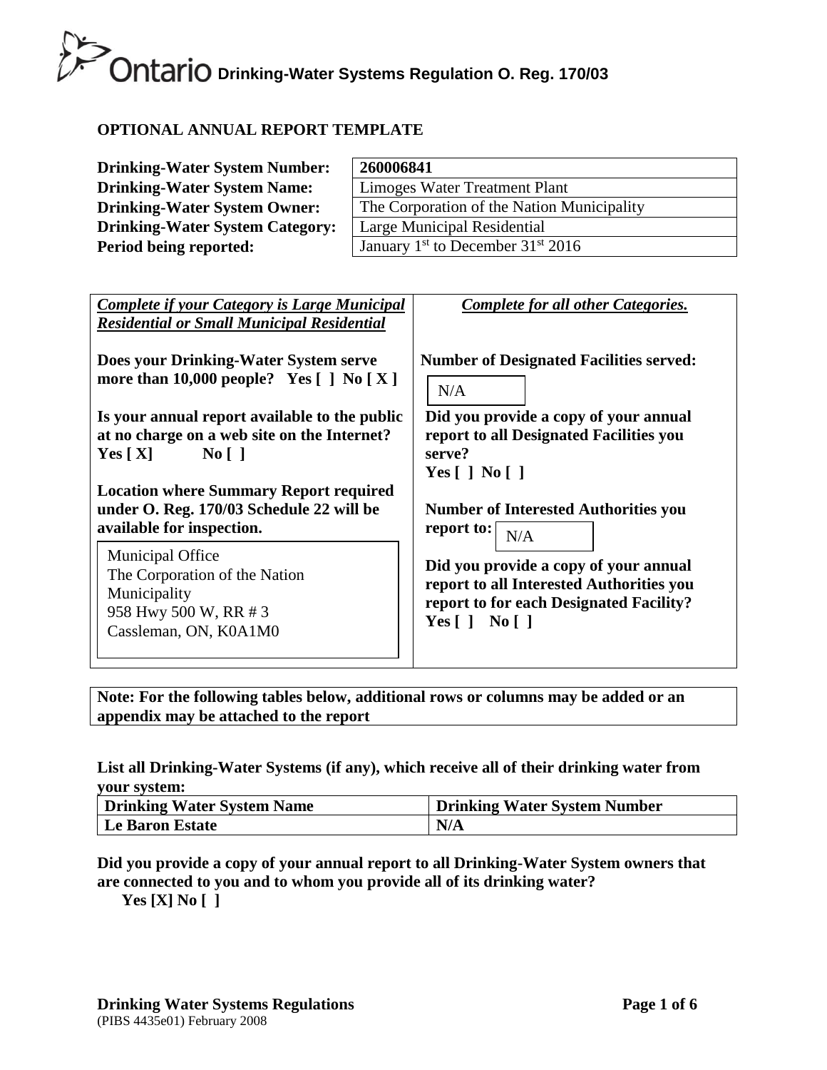# Ontario Drinking-Water Systems Regulation O. Reg. 170/03

## OPTIONAL ANNUAL REPORT TEMPLATE

| | |
|---|---|
| **Drinking-Water System Number:** | **260006841** |
| **Drinking-Water System Name:** | Limoges Water Treatment Plant |
| **Drinking-Water System Owner:** | The Corporation of the Nation Municipality |
| **Drinking-Water System Category:** | Large Municipal Residential |
| **Period being reported:** | January 1st to December 31st 2016 |

| ***Complete if your Category is Large Municipal Residential or Small Municipal Residential*** | ***Complete for all other Categories.*** |
|---|---|
| **Does your Drinking-Water System serve more than 10,000 people? Yes [ ] No [ X ]** | **Number of Designated Facilities served:** N/A |
| **Is your annual report available to the public at no charge on a web site on the Internet? Yes [ X] No [ ]** | **Did you provide a copy of your annual report to all Designated Facilities you serve? Yes [ ] No [ ]** |
| **Location where Summary Report required under O. Reg. 170/03 Schedule 22 will be available for inspection.** Municipal Office, The Corporation of the Nation Municipality, 958 Hwy 500 W, RR # 3, Cassleman, ON, K0A1M0 | **Number of Interested Authorities you report to:** N/A |
| | **Did you provide a copy of your annual report to all Interested Authorities you report to for each Designated Facility? Yes [ ] No [ ]** |

**Note: For the following tables below, additional rows or columns may be added or an appendix may be attached to the report**

**List all Drinking-Water Systems (if any), which receive all of their drinking water from your system:**

| Drinking Water System Name | Drinking Water System Number |
|---|---|
| **Le Baron Estate** | **N/A** |

**Did you provide a copy of your annual report to all Drinking-Water System owners that are connected to you and to whom you provide all of its drinking water?**
**Yes [X] No [ ]**

**Drinking Water Systems Regulations**
(PIBS 4435e01) February 2008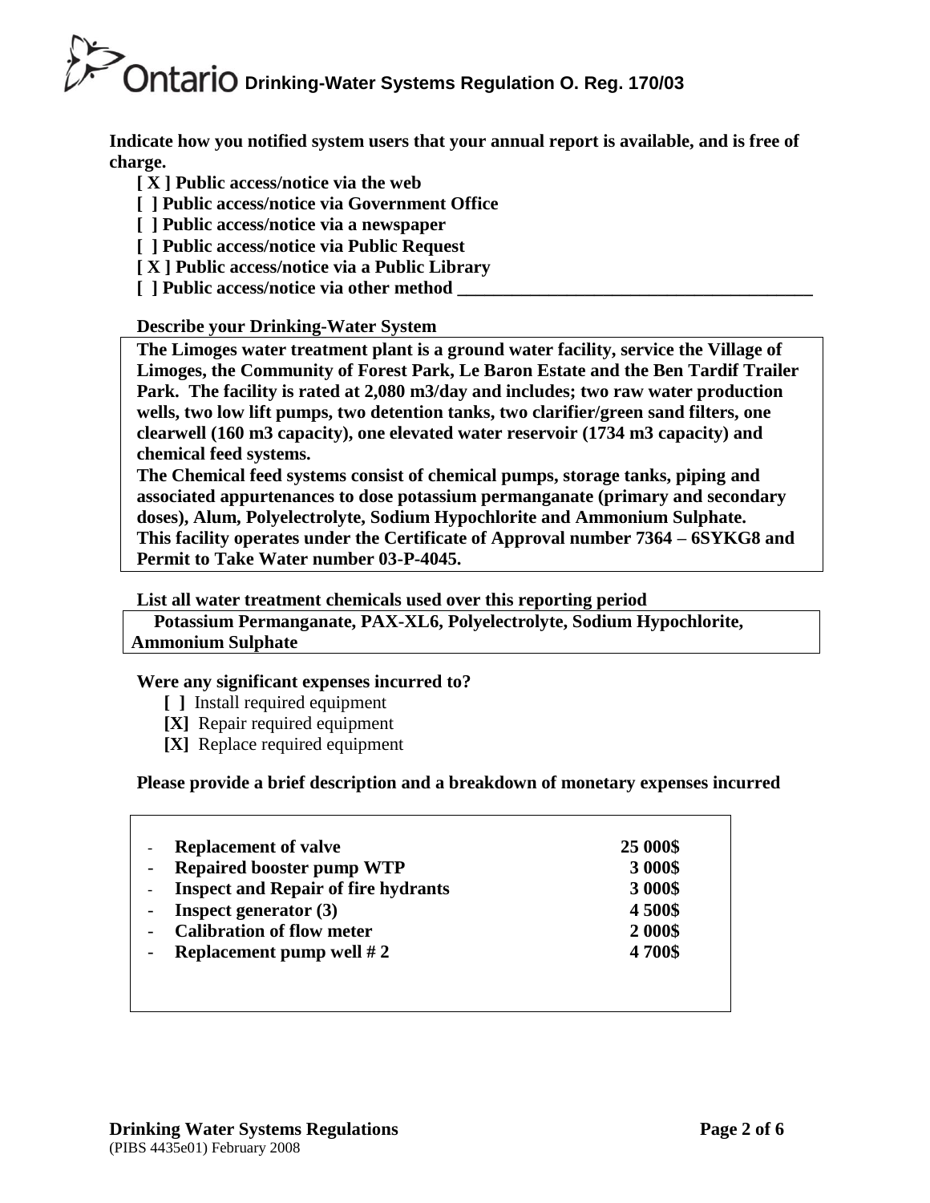**Indicate how you notified system users that your annual report is available, and is free of charge.**

**[ X ] Public access/notice via the web**
**[ ] Public access/notice via Government Office**
**[ ] Public access/notice via a newspaper**
**[ ] Public access/notice via Public Request**
**[ X ] Public access/notice via a Public Library**
**[ ] Public access/notice via other method ________________________________________**

**Describe your Drinking-Water System**

**The Limoges water treatment plant is a ground water facility, service the Village of Limoges, the Community of Forest Park, Le Baron Estate and the Ben Tardif Trailer Park. The facility is rated at 2,080 m3/day and includes; two raw water production wells, two low lift pumps, two detention tanks, two clarifier/green sand filters, one clearwell (160 m3 capacity), one elevated water reservoir (1734 m3 capacity) and chemical feed systems.**
**The Chemical feed systems consist of chemical pumps, storage tanks, piping and associated appurtenances to dose potassium permanganate (primary and secondary doses), Alum, Polyelectrolyte, Sodium Hypochlorite and Ammonium Sulphate.**
**This facility operates under the Certificate of Approval number 7364 – 6SYKG8 and Permit to Take Water number 03-P-4045.**

**List all water treatment chemicals used over this reporting period**

**Potassium Permanganate, PAX-XL6, Polyelectrolyte, Sodium Hypochlorite, Ammonium Sulphate**

**Were any significant expenses incurred to?**

**[ ]** Install required equipment
**[X]** Repair required equipment
**[X]** Replace required equipment

**Please provide a brief description and a breakdown of monetary expenses incurred**

| | |
|---|---|
| - **Replacement of valve** | **25 000$** |
| - **Repaired booster pump WTP** | **3 000$** |
| - **Inspect and Repair of fire hydrants** | **3 000$** |
| - **Inspect generator (3)** | **4 500$** |
| - **Calibration of flow meter** | **2 000$** |
| - **Replacement pump well # 2** | **4 700$** |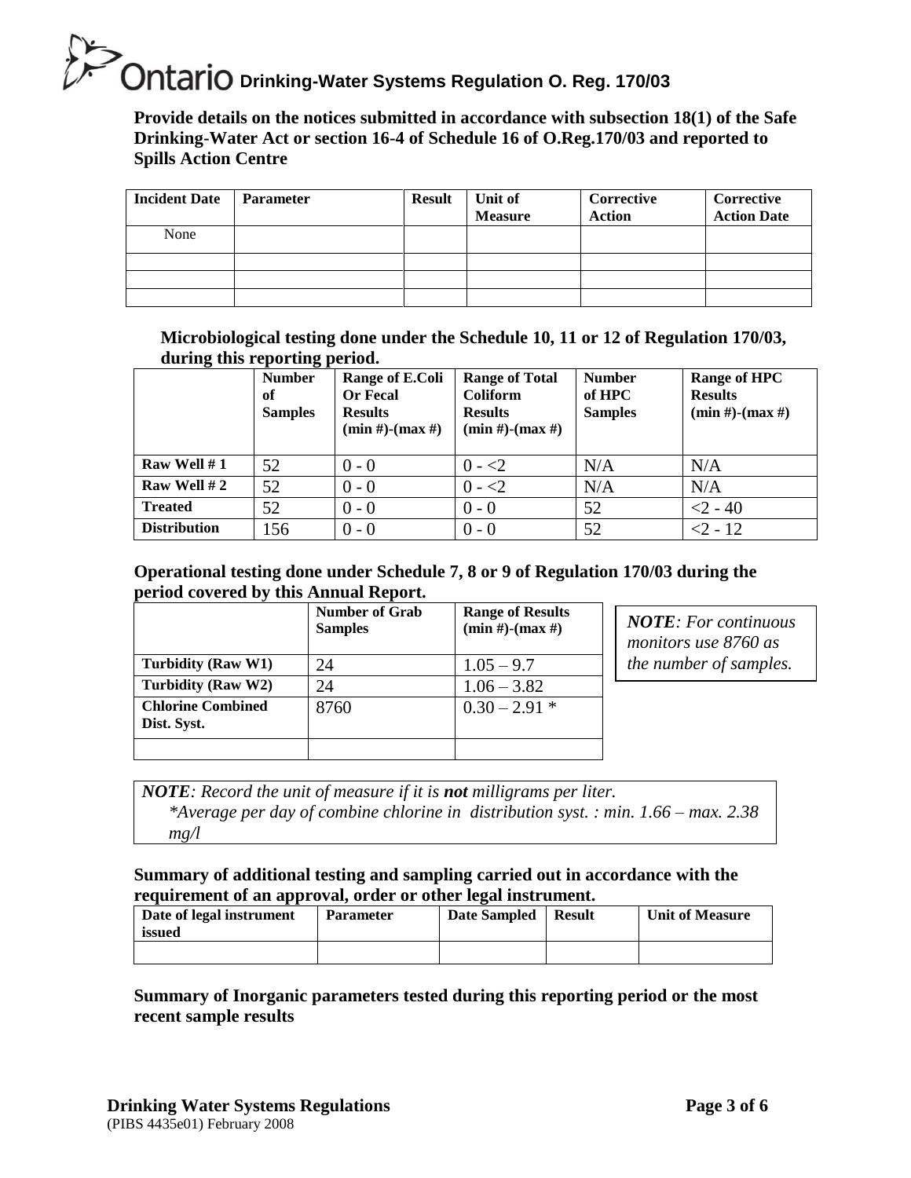**Provide details on the notices submitted in accordance with subsection 18(1) of the Safe Drinking-Water Act or section 16-4 of Schedule 16 of O.Reg.170/03 and reported to Spills Action Centre**

| Incident Date | Parameter | Result | Unit of Measure | Corrective Action | Corrective Action Date |
|---|---|---|---|---|---|
| None | | | | | |
| | | | | | |
| | | | | | |
| | | | | | |

**Microbiological testing done under the Schedule 10, 11 or 12 of Regulation 170/03, during this reporting period.**

| | Number of Samples | Range of E.Coli Or Fecal Results (min #)-(max #) | Range of Total Coliform Results (min #)-(max #) | Number of HPC Samples | Range of HPC Results (min #)-(max #) |
|---|---|---|---|---|---|
| **Raw Well # 1** | 52 | 0 - 0 | 0 - <2 | N/A | N/A |
| **Raw Well # 2** | 52 | 0 - 0 | 0 - <2 | N/A | N/A |
| **Treated** | 52 | 0 - 0 | 0 - 0 | 52 | <2 - 40 |
| **Distribution** | 156 | 0 - 0 | 0 - 0 | 52 | <2 - 12 |

**Operational testing done under Schedule 7, 8 or 9 of Regulation 170/03 during the period covered by this Annual Report.**

| | Number of Grab Samples | Range of Results (min #)-(max #) |
|---|---|---|
| **Turbidity (Raw W1)** | 24 | 1.05 – 9.7 |
| **Turbidity (Raw W2)** | 24 | 1.06 – 3.82 |
| **Chlorine Combined Dist. Syst.** | 8760 | 0.30 – 2.91 * |
| | | |

***NOTE**: For continuous monitors use 8760 as the number of samples.*

***NOTE**: Record the unit of measure if it is **not** milligrams per liter.*
*\*Average per day of combine chlorine in distribution syst. : min. 1.66 – max. 2.38 mg/l*

**Summary of additional testing and sampling carried out in accordance with the requirement of an approval, order or other legal instrument.**

| Date of legal instrument issued | Parameter | Date Sampled | Result | Unit of Measure |
|---|---|---|---|---|
| | | | | |

**Summary of Inorganic parameters tested during this reporting period or the most recent sample results**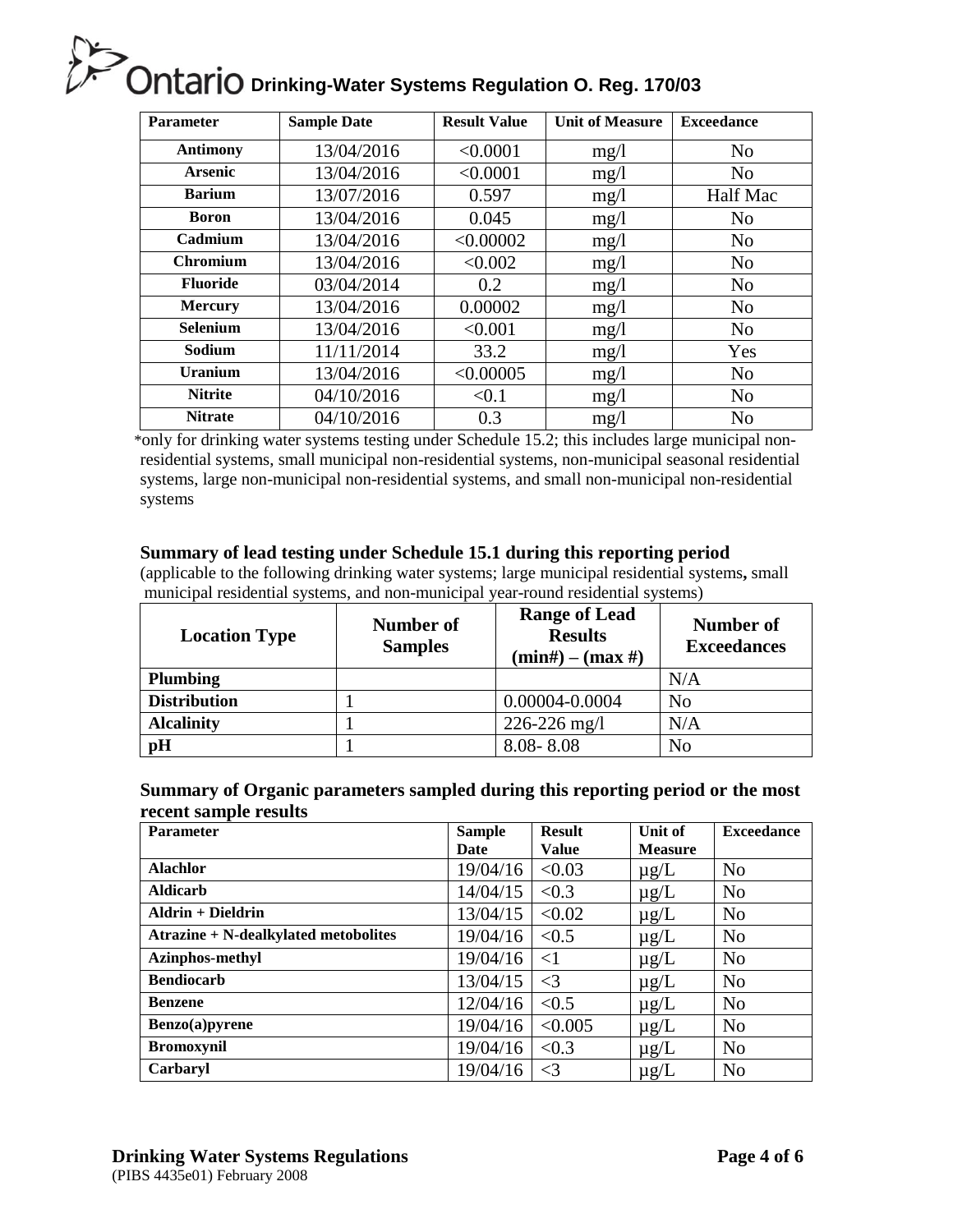| Parameter | Sample Date | Result Value | Unit of Measure | Exceedance |
|---|---|---|---|---|
| **Antimony** | 13/04/2016 | <0.0001 | mg/l | No |
| **Arsenic** | 13/04/2016 | <0.0001 | mg/l | No |
| **Barium** | 13/07/2016 | 0.597 | mg/l | Half Mac |
| **Boron** | 13/04/2016 | 0.045 | mg/l | No |
| **Cadmium** | 13/04/2016 | <0.00002 | mg/l | No |
| **Chromium** | 13/04/2016 | <0.002 | mg/l | No |
| **Fluoride** | 03/04/2014 | 0.2 | mg/l | No |
| **Mercury** | 13/04/2016 | 0.00002 | mg/l | No |
| **Selenium** | 13/04/2016 | <0.001 | mg/l | No |
| **Sodium** | 11/11/2014 | 33.2 | mg/l | Yes |
| **Uranium** | 13/04/2016 | <0.00005 | mg/l | No |
| **Nitrite** | 04/10/2016 | <0.1 | mg/l | No |
| **Nitrate** | 04/10/2016 | 0.3 | mg/l | No |

*only for drinking water systems testing under Schedule 15.2; this includes large municipal non-residential systems, small municipal non-residential systems, non-municipal seasonal residential systems, large non-municipal non-residential systems, and small non-municipal non-residential systems

### Summary of lead testing under Schedule 15.1 during this reporting period

(applicable to the following drinking water systems; large municipal residential systems**,** small municipal residential systems, and non-municipal year-round residential systems)

| Location Type | Number of Samples | Range of Lead Results (min#) – (max #) | Number of Exceedances |
|---|---|---|---|
| **Plumbing** | | | N/A |
| **Distribution** | 1 | 0.00004-0.0004 | No |
| **Alcalinity** | 1 | 226-226 mg/l | N/A |
| **pH** | 1 | 8.08- 8.08 | No |

### Summary of Organic parameters sampled during this reporting period or the most recent sample results

| Parameter | Sample Date | Result Value | Unit of Measure | Exceedance |
|---|---|---|---|---|
| **Alachlor** | 19/04/16 | <0.03 | µg/L | No |
| **Aldicarb** | 14/04/15 | <0.3 | µg/L | No |
| **Aldrin + Dieldrin** | 13/04/15 | <0.02 | µg/L | No |
| **Atrazine + N-dealkylated metobolites** | 19/04/16 | <0.5 | µg/L | No |
| **Azinphos-methyl** | 19/04/16 | <1 | µg/L | No |
| **Bendiocarb** | 13/04/15 | <3 | µg/L | No |
| **Benzene** | 12/04/16 | <0.5 | µg/L | No |
| **Benzo(a)pyrene** | 19/04/16 | <0.005 | µg/L | No |
| **Bromoxynil** | 19/04/16 | <0.3 | µg/L | No |
| **Carbaryl** | 19/04/16 | <3 | µg/L | No |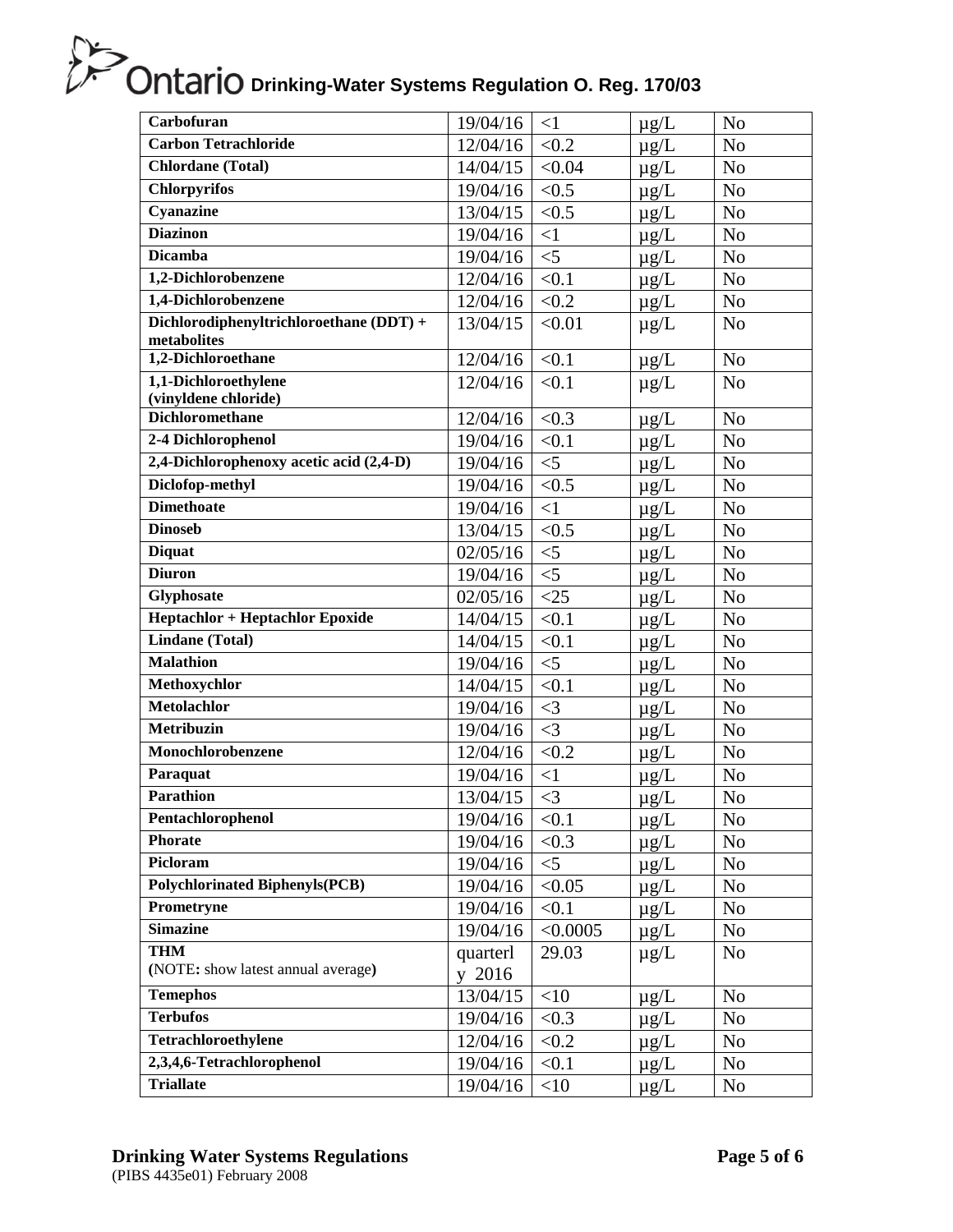| Carbofuran | 19/04/16 | <1 | µg/L | No |
|---|---|---|---|---|
| Carbon Tetrachloride | 12/04/16 | <0.2 | µg/L | No |
| Chlordane (Total) | 14/04/15 | <0.04 | µg/L | No |
| Chlorpyrifos | 19/04/16 | <0.5 | µg/L | No |
| Cyanazine | 13/04/15 | <0.5 | µg/L | No |
| Diazinon | 19/04/16 | <1 | µg/L | No |
| Dicamba | 19/04/16 | <5 | µg/L | No |
| 1,2-Dichlorobenzene | 12/04/16 | <0.1 | µg/L | No |
| 1,4-Dichlorobenzene | 12/04/16 | <0.2 | µg/L | No |
| Dichlorodiphenyltrichloroethane (DDT) + metabolites | 13/04/15 | <0.01 | µg/L | No |
| 1,2-Dichloroethane | 12/04/16 | <0.1 | µg/L | No |
| 1,1-Dichloroethylene (vinyldene chloride) | 12/04/16 | <0.1 | µg/L | No |
| Dichloromethane | 12/04/16 | <0.3 | µg/L | No |
| 2-4 Dichlorophenol | 19/04/16 | <0.1 | µg/L | No |
| 2,4-Dichlorophenoxy acetic acid (2,4-D) | 19/04/16 | <5 | µg/L | No |
| Diclofop-methyl | 19/04/16 | <0.5 | µg/L | No |
| Dimethoate | 19/04/16 | <1 | µg/L | No |
| Dinoseb | 13/04/15 | <0.5 | µg/L | No |
| Diquat | 02/05/16 | <5 | µg/L | No |
| Diuron | 19/04/16 | <5 | µg/L | No |
| Glyphosate | 02/05/16 | <25 | µg/L | No |
| Heptachlor + Heptachlor Epoxide | 14/04/15 | <0.1 | µg/L | No |
| Lindane (Total) | 14/04/15 | <0.1 | µg/L | No |
| Malathion | 19/04/16 | <5 | µg/L | No |
| Methoxychlor | 14/04/15 | <0.1 | µg/L | No |
| Metolachlor | 19/04/16 | <3 | µg/L | No |
| Metribuzin | 19/04/16 | <3 | µg/L | No |
| Monochlorobenzene | 12/04/16 | <0.2 | µg/L | No |
| Paraquat | 19/04/16 | <1 | µg/L | No |
| Parathion | 13/04/15 | <3 | µg/L | No |
| Pentachlorophenol | 19/04/16 | <0.1 | µg/L | No |
| Phorate | 19/04/16 | <0.3 | µg/L | No |
| Picloram | 19/04/16 | <5 | µg/L | No |
| Polychlorinated Biphenyls(PCB) | 19/04/16 | <0.05 | µg/L | No |
| Prometryne | 19/04/16 | <0.1 | µg/L | No |
| Simazine | 19/04/16 | <0.0005 | µg/L | No |
| THM (NOTE: show latest annual average) | quarterly 2016 | 29.03 | µg/L | No |
| Temephos | 13/04/15 | <10 | µg/L | No |
| Terbufos | 19/04/16 | <0.3 | µg/L | No |
| Tetrachloroethylene | 12/04/16 | <0.2 | µg/L | No |
| 2,3,4,6-Tetrachlorophenol | 19/04/16 | <0.1 | µg/L | No |
| Triallate | 19/04/16 | <10 | µg/L | No |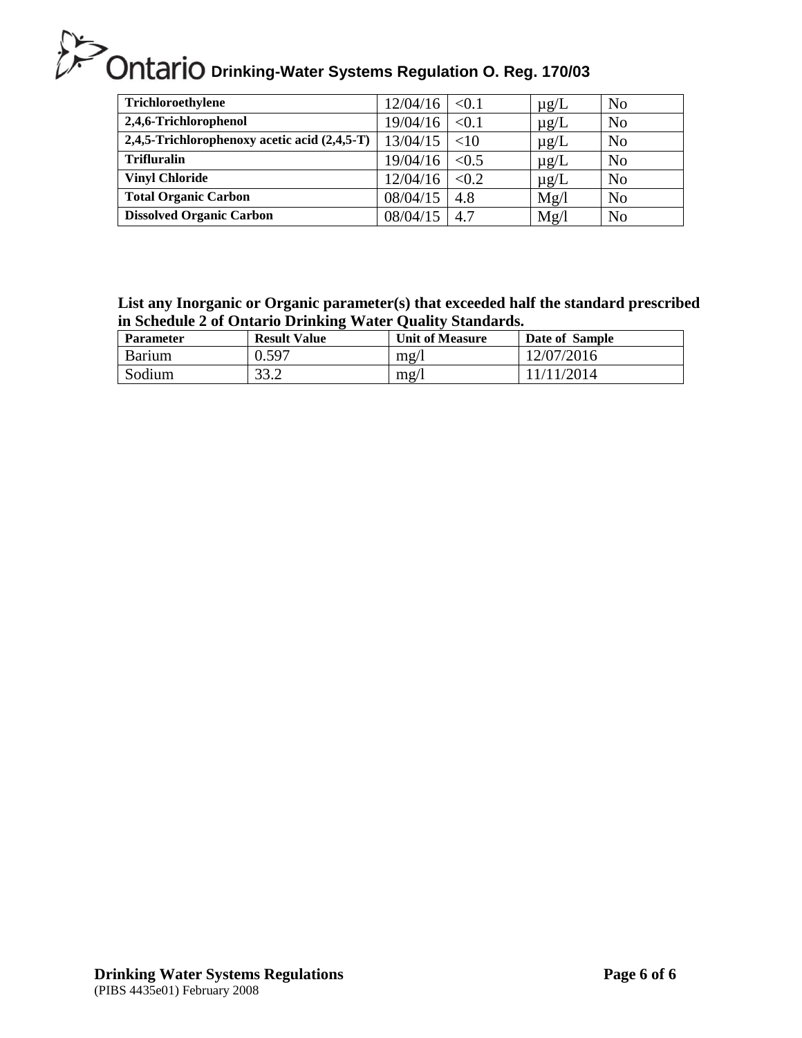| | | | | |
|---|---|---|---|---|
| **Trichloroethylene** | 12/04/16 | <0.1 | µg/L | No |
| **2,4,6-Trichlorophenol** | 19/04/16 | <0.1 | µg/L | No |
| **2,4,5-Trichlorophenoxy acetic acid (2,4,5-T)** | 13/04/15 | <10 | µg/L | No |
| **Trifluralin** | 19/04/16 | <0.5 | µg/L | No |
| **Vinyl Chloride** | 12/04/16 | <0.2 | µg/L | No |
| **Total Organic Carbon** | 08/04/15 | 4.8 | Mg/l | No |
| **Dissolved Organic Carbon** | 08/04/15 | 4.7 | Mg/l | No |

**List any Inorganic or Organic parameter(s) that exceeded half the standard prescribed in Schedule 2 of Ontario Drinking Water Quality Standards.**

| Parameter | Result Value | Unit of Measure | Date of Sample |
|---|---|---|---|
| Barium | 0.597 | mg/l | 12/07/2016 |
| Sodium | 33.2 | mg/l | 11/11/2014 |